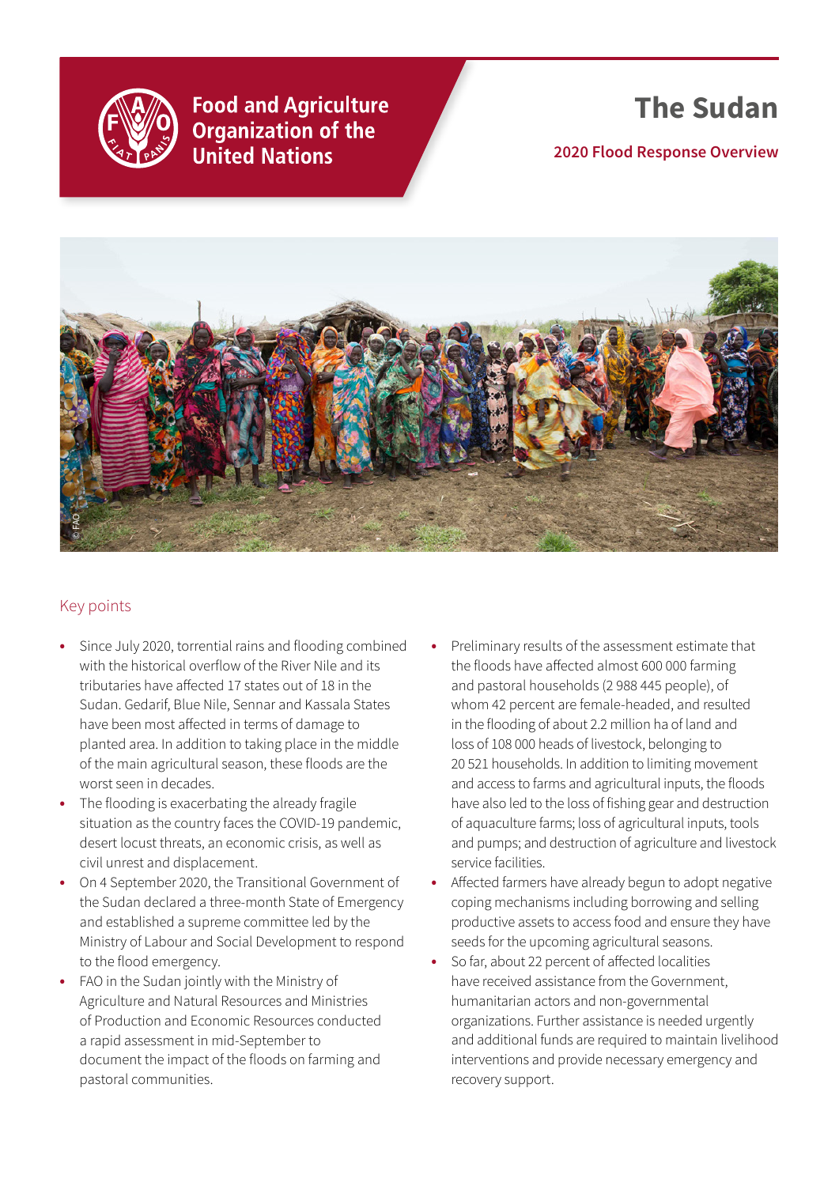Food and Agriculture Organization of the United Nations

# The Sudan

## 2020 Flood Response Overview

© FAO

### Key points

- Since July 2020, torrential rains and flooding combined with the historical overflow of the River Nile and its tributaries have affected 17 states out of 18 in the Sudan. Gedarif, Blue Nile, Sennar and Kassala States have been most affected in terms of damage to planted area. In addition to taking place in the middle of the main agricultural season, these floods are the worst seen in decades.
- The flooding is exacerbating the already fragile situation as the country faces the COVID-19 pandemic, desert locust threats, an economic crisis, as well as civil unrest and displacement.
- On 4 September 2020, the Transitional Government of the Sudan declared a three-month State of Emergency and established a supreme committee led by the Ministry of Labour and Social Development to respond to the flood emergency.
- FAO in the Sudan jointly with the Ministry of Agriculture and Natural Resources and Ministries of Production and Economic Resources conducted a rapid assessment in mid-September to document the impact of the floods on farming and pastoral communities.
- Preliminary results of the assessment estimate that the floods have affected almost 600 000 farming and pastoral households (2 988 445 people), of whom 42 percent are female-headed, and resulted in the flooding of about 2.2 million ha of land and loss of 108 000 heads of livestock, belonging to 20 521 households. In addition to limiting movement and access to farms and agricultural inputs, the floods have also led to the loss of fishing gear and destruction of aquaculture farms; loss of agricultural inputs, tools and pumps; and destruction of agriculture and livestock service facilities.
- Affected farmers have already begun to adopt negative coping mechanisms including borrowing and selling productive assets to access food and ensure they have seeds for the upcoming agricultural seasons.
- So far, about 22 percent of affected localities have received assistance from the Government, humanitarian actors and non-governmental organizations. Further assistance is needed urgently and additional funds are required to maintain livelihood interventions and provide necessary emergency and recovery support.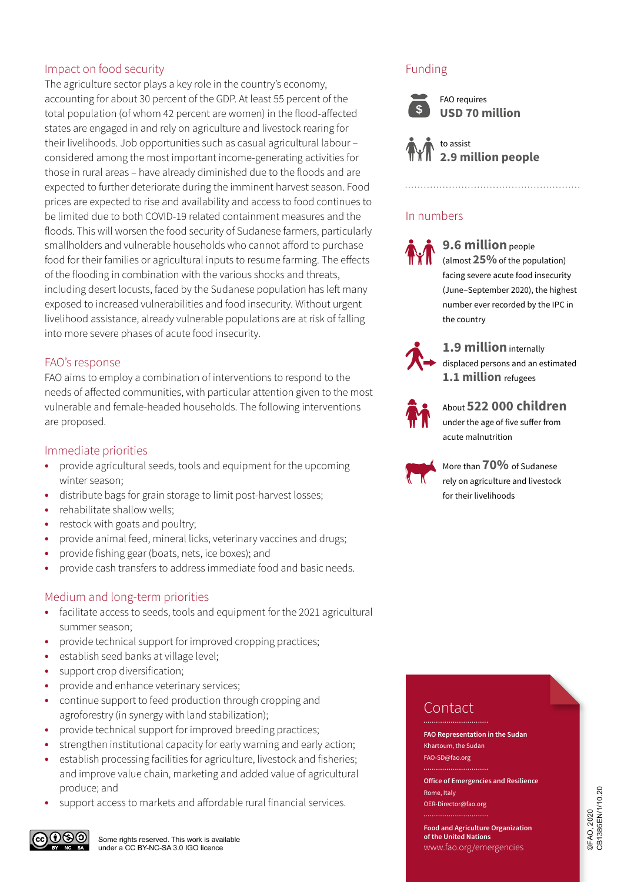## Impact on food security

The agriculture sector plays a key role in the country's economy, accounting for about 30 percent of the GDP. At least 55 percent of the total population (of whom 42 percent are women) in the flood-affected states are engaged in and rely on agriculture and livestock rearing for their livelihoods. Job opportunities such as casual agricultural labour – considered among the most important income-generating activities for those in rural areas – have already diminished due to the floods and are expected to further deteriorate during the imminent harvest season. Food prices are expected to rise and availability and access to food continues to be limited due to both COVID-19 related containment measures and the floods. This will worsen the food security of Sudanese farmers, particularly smallholders and vulnerable households who cannot afford to purchase food for their families or agricultural inputs to resume farming. The effects of the flooding in combination with the various shocks and threats, including desert locusts, faced by the Sudanese population has left many exposed to increased vulnerabilities and food insecurity. Without urgent livelihood assistance, already vulnerable populations are at risk of falling into more severe phases of acute food insecurity.

## FAO's response

FAO aims to employ a combination of interventions to respond to the needs of affected communities, with particular attention given to the most vulnerable and female-headed households. The following interventions are proposed.

### Immediate priorities

- provide agricultural seeds, tools and equipment for the upcoming winter season;
- distribute bags for grain storage to limit post-harvest losses;
- rehabilitate shallow wells;
- restock with goats and poultry;
- provide animal feed, mineral licks, veterinary vaccines and drugs;
- provide fishing gear (boats, nets, ice boxes); and
- provide cash transfers to address immediate food and basic needs.

### Medium and long-term priorities

- facilitate access to seeds, tools and equipment for the 2021 agricultural summer season;
- provide technical support for improved cropping practices;
- establish seed banks at village level;
- support crop diversification;
- provide and enhance veterinary services;
- continue support to feed production through cropping and agroforestry (in synergy with land stabilization);
- provide technical support for improved breeding practices;
- strengthen institutional capacity for early warning and early action;
- establish processing facilities for agriculture, livestock and fisheries; and improve value chain, marketing and added value of agricultural produce; and
- support access to markets and affordable rural financial services.

## Funding

FAO requires
**USD 70 million**

to assist
**2.9 million people**

## In numbers

**9.6 million** people (almost **25%** of the population) facing severe acute food insecurity (June–September 2020), the highest number ever recorded by the IPC in the country

**1.9 million** internally displaced persons and an estimated **1.1 million** refugees

About **522 000 children** under the age of five suffer from acute malnutrition

More than **70%** of Sudanese rely on agriculture and livestock for their livelihoods

## Contact

**FAO Representation in the Sudan**
Khartoum, the Sudan
FAO-SD@fao.org

**Office of Emergencies and Resilience**
Rome, Italy
OER-Director@fao.org

**Food and Agriculture Organization of the United Nations**
www.fao.org/emergencies

Some rights reserved. This work is available under a CC BY-NC-SA 3.0 IGO licence

©FAO, 2020
CB1386EN/1/10.20